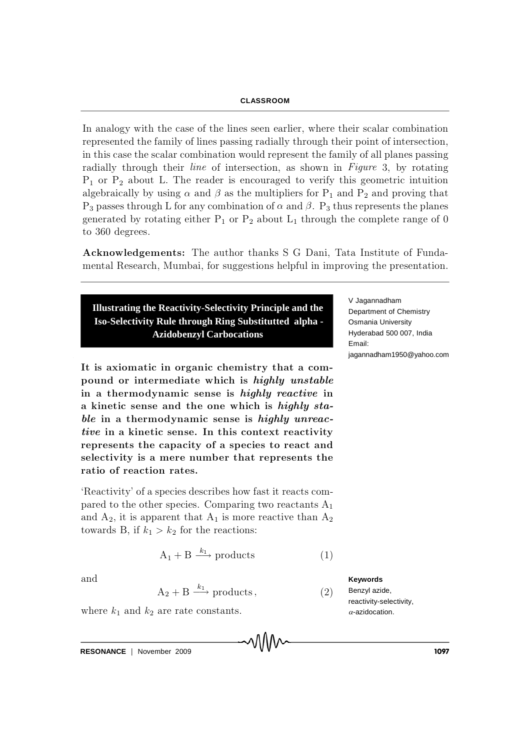In analogy with the case of the lines seen earlier, where their scalar combination represented the family of lines passing radially through their point of intersection, in this case the scalar combination would represent the family of all planes passing radially through their *line* of intersection, as shown in *Figure* 3, by rotating $P_1$ or $P_2$ about L. The reader is encouraged to verify this geometric intuition algebraically by using $\alpha$ and $\beta$ as the multipliers for $P_1$ and $P_2$ and proving that $P_3$ passes through L for any combination of $\alpha$ and $\beta$. $P_3$ thus represents the planes generated by rotating either $P_1$ or $P_2$ about $L_1$ through the complete range of 0 to 360 degrees.

**Acknowledgements:** The author thanks S G Dani, Tata Institute of Fundamental Research, Mumbai, for suggestions helpful in improving the presentation.

---

# Illustrating the Reactivity-Selectivity Principle and the Iso-Selectivity Rule through Ring Substitutted alpha - Azidobenzyl Carbocations

V Jagannadham
Department of Chemistry
Osmania University
Hyderabad 500 007, India
Email: jagannadham1950@yahoo.com

**It is axiomatic in organic chemistry that a compound or intermediate which is *highly unstable* in a thermodynamic sense is *highly reactive* in a kinetic sense and the one which is *highly stable* in a thermodynamic sense is *highly unreactive* in a kinetic sense. In this context reactivity represents the capacity of a species to react and selectivity is a mere number that represents the ratio of reaction rates.**

'Reactivity' of a species describes how fast it reacts compared to the other species. Comparing two reactants $A_1$ and $A_2$, it is apparent that $A_1$ is more reactive than $A_2$ towards B, if $k_1 > k_2$ for the reactions:

$$A_1 + B \xrightarrow{k_1} \text{products} \qquad (1)$$

and

$$A_2 + B \xrightarrow{k_1} \text{products}, \qquad (2)$$

where $k_1$ and $k_2$ are rate constants.

**Keywords**
Benzyl azide, reactivity-selectivity, $\alpha$-azidocation.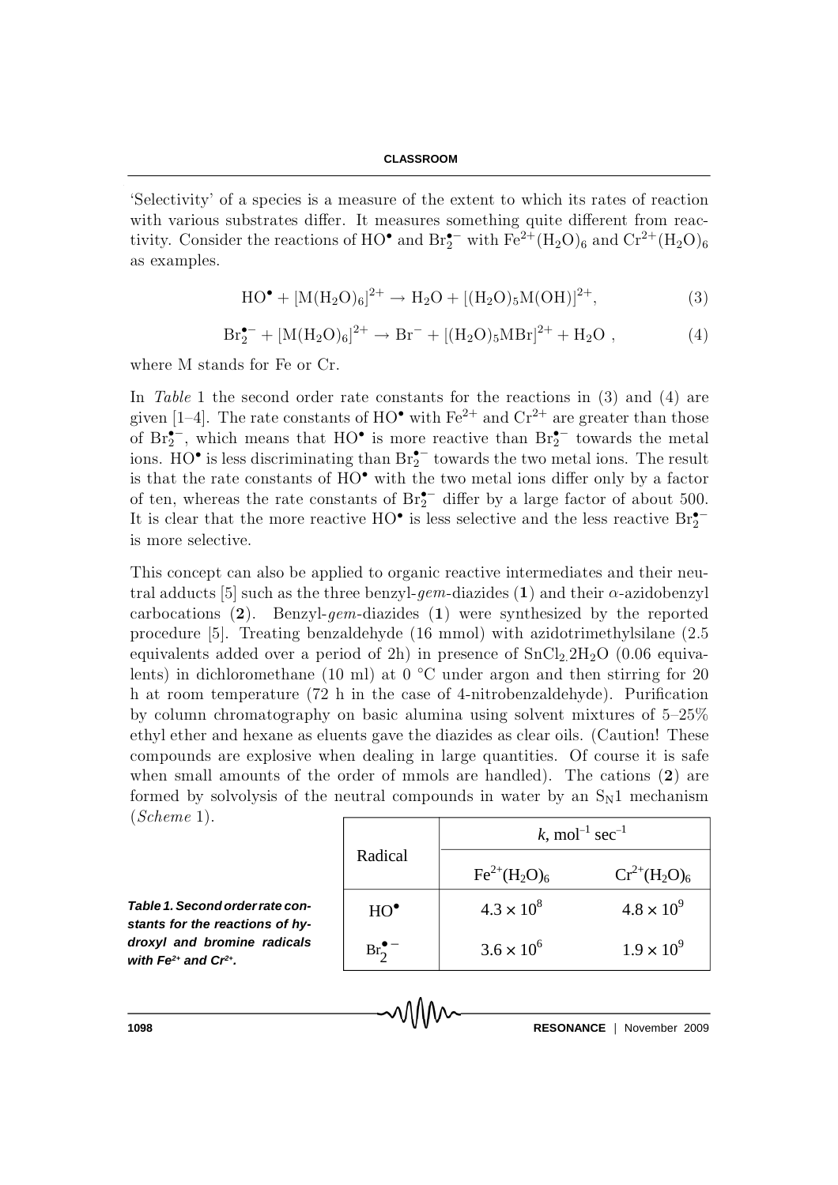'Selectivity' of a species is a measure of the extent to which its rates of reaction with various substrates differ. It measures something quite different from reactivity. Consider the reactions of $HO^{\bullet}$ and $Br_2^{\bullet-}$ with $Fe^{2+}(H_2O)_6$ and $Cr^{2+}(H_2O)_6$ as examples.

$$HO^{\bullet} + [M(H_2O)_6]^{2+} \rightarrow H_2O + [(H_2O)_5M(OH)]^{2+}, \tag{3}$$

$$Br_2^{\bullet-} + [M(H_2O)_6]^{2+} \rightarrow Br^- + [(H_2O)_5MBr]^{2+} + H_2O\ , \tag{4}$$

where M stands for Fe or Cr.

In *Table* 1 the second order rate constants for the reactions in (3) and (4) are given [1–4]. The rate constants of $HO^{\bullet}$ with $Fe^{2+}$ and $Cr^{2+}$ are greater than those of $Br_2^{\bullet-}$, which means that $HO^{\bullet}$ is more reactive than $Br_2^{\bullet-}$ towards the metal ions. $HO^{\bullet}$ is less discriminating than $Br_2^{\bullet-}$ towards the two metal ions. The result is that the rate constants of $HO^{\bullet}$ with the two metal ions differ only by a factor of ten, whereas the rate constants of $Br_2^{\bullet-}$ differ by a large factor of about 500. It is clear that the more reactive $HO^{\bullet}$ is less selective and the less reactive $Br_2^{\bullet-}$ is more selective.

This concept can also be applied to organic reactive intermediates and their neutral adducts [5] such as the three benzyl-*gem*-diazides (**1**) and their $\alpha$-azidobenzyl carbocations (**2**). Benzyl-*gem*-diazides (**1**) were synthesized by the reported procedure [5]. Treating benzaldehyde (16 mmol) with azidotrimethylsilane (2.5 equivalents added over a period of 2h) in presence of $SnCl_2.2H_2O$ (0.06 equivalents) in dichloromethane (10 ml) at 0 °C under argon and then stirring for 20 h at room temperature (72 h in the case of 4-nitrobenzaldehyde). Purification by column chromatography on basic alumina using solvent mixtures of 5–25% ethyl ether and hexane as eluents gave the diazides as clear oils. (Caution! These compounds are explosive when dealing in large quantities. Of course it is safe when small amounts of the order of mmols are handled). The cations (**2**) are formed by solvolysis of the neutral compounds in water by an $S_N1$ mechanism (*Scheme* 1).

**Table 1. Second order rate constants for the reactions of hydroxyl and bromine radicals with $Fe^{2+}$ and $Cr^{2+}$.**

| Radical | $k$, mol$^{-1}$ sec$^{-1}$ | |
|---|---|---|
| | $Fe^{2+}(H_2O)_6$ | $Cr^{2+}(H_2O)_6$ |
| $HO^{\bullet}$ | $4.3 \times 10^8$ | $4.8 \times 10^9$ |
| $Br_2^{\bullet-}$ | $3.6 \times 10^6$ | $1.9 \times 10^9$ |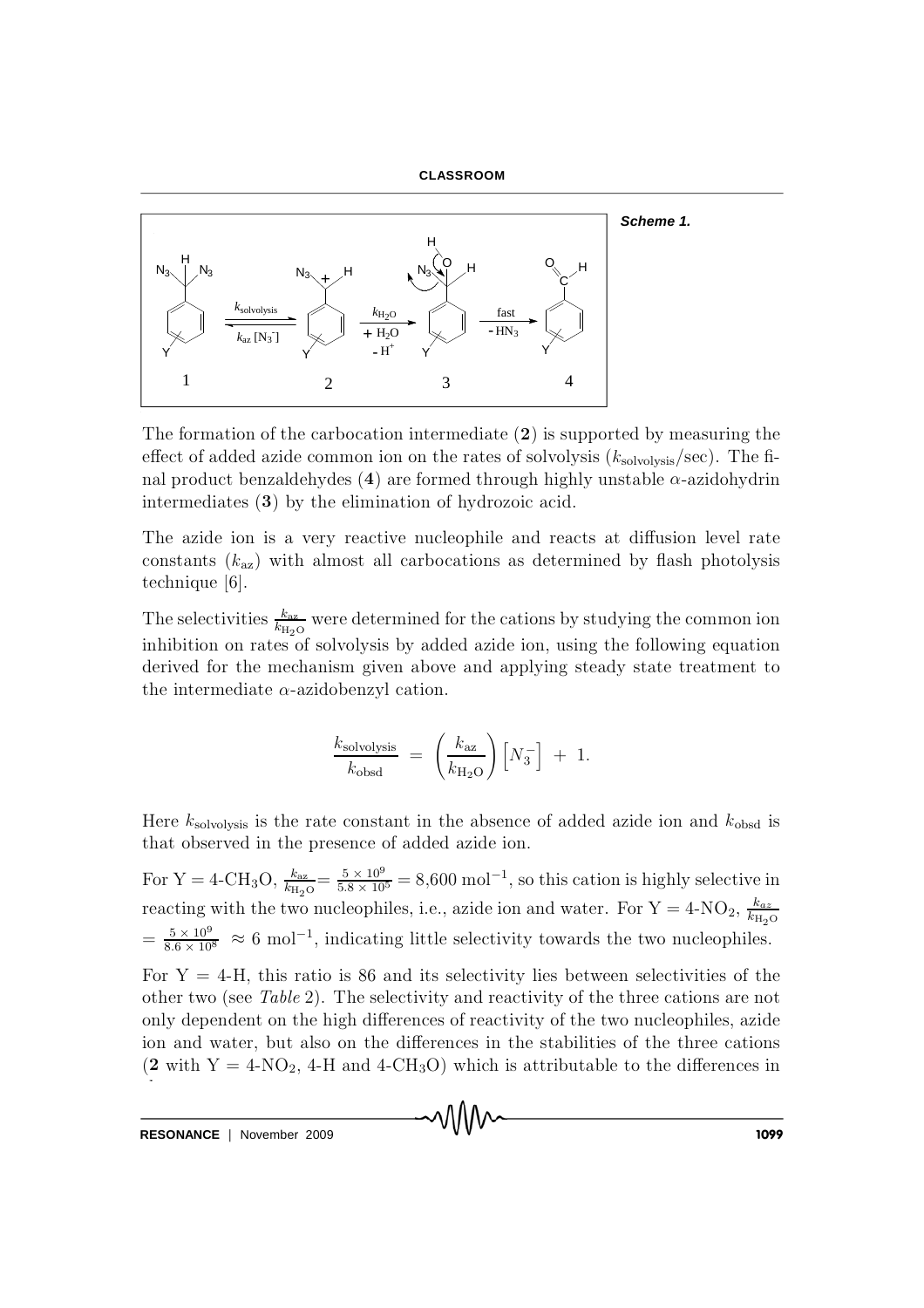The formation of the carbocation intermediate (**2**) is supported by measuring the effect of added azide common ion on the rates of solvolysis ($k_{\text{solvolysis}}$/sec). The final product benzaldehydes (**4**) are formed through highly unstable $\alpha$-azidohydrin intermediates (**3**) by the elimination of hydrozoic acid.

The azide ion is a very reactive nucleophile and reacts at diffusion level rate constants ($k_{\text{az}}$) with almost all carbocations as determined by flash photolysis technique [6].

The selectivities $\frac{k_{\text{az}}}{k_{\text{H}_2\text{O}}}$ were determined for the cations by studying the common ion inhibition on rates of solvolysis by added azide ion, using the following equation derived for the mechanism given above and applying steady state treatment to the intermediate $\alpha$-azidobenzyl cation.

$$\frac{k_{\text{solvolysis}}}{k_{\text{obsd}}} = \left(\frac{k_{\text{az}}}{k_{\text{H}_2\text{O}}}\right)\left[N_3^-\right] + 1.$$

Here $k_{\text{solvolysis}}$ is the rate constant in the absence of added azide ion and $k_{\text{obsd}}$ is that observed in the presence of added azide ion.

For Y = 4-$CH_3O$, $\frac{k_{\text{az}}}{k_{\text{H}_2\text{O}}} = \frac{5 \times 10^9}{5.8 \times 10^5} = 8{,}600 \text{ mol}^{-1}$, so this cation is highly selective in reacting with the two nucleophiles, i.e., azide ion and water. For Y = 4-$NO_2$, $\frac{k_{az}}{k_{\text{H}_2\text{O}}} = \frac{5 \times 10^9}{8.6 \times 10^8} \approx 6 \text{ mol}^{-1}$, indicating little selectivity towards the two nucleophiles.

For Y = 4-H, this ratio is 86 and its selectivity lies between selectivities of the other two (see *Table* 2). The selectivity and reactivity of the three cations are not only dependent on the high differences of reactivity of the two nucleophiles, azide ion and water, but also on the differences in the stabilities of the three cations (**2** with Y = 4-$NO_2$, 4-H and 4-$CH_3O$) which is attributable to the differences in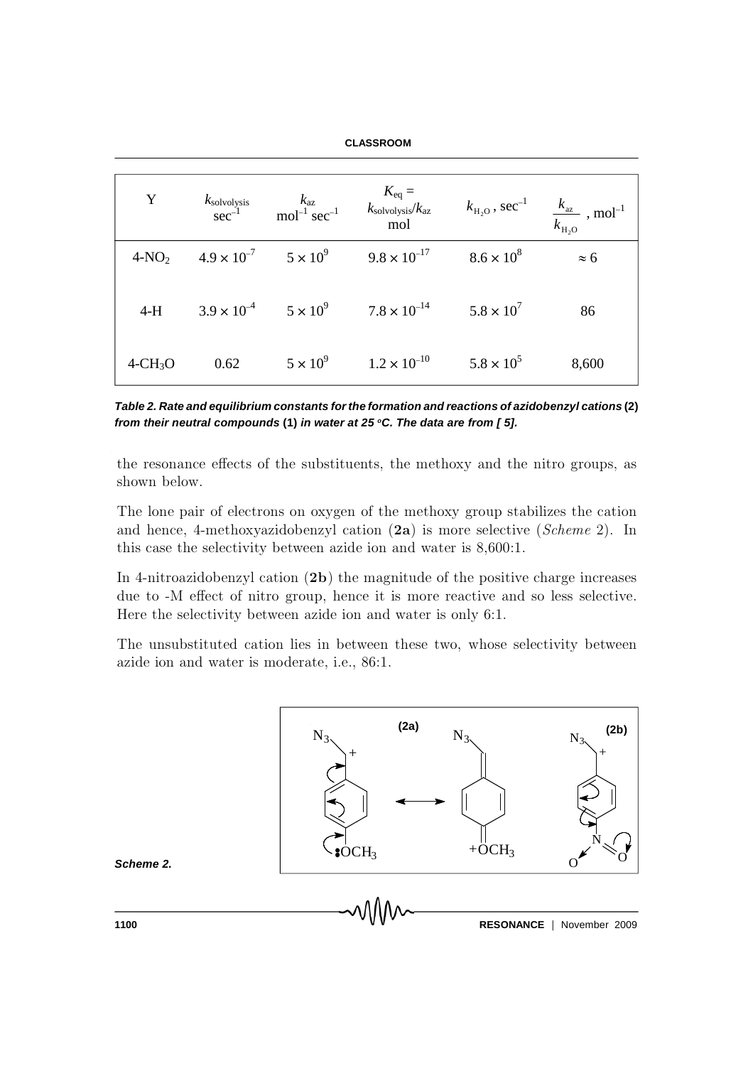| Y | $k_{solvolysis}$ $sec^{-1}$ | $k_{az}$ $mol^{-1}\ sec^{-1}$ | $K_{eq} =$ $k_{solvolysis}/k_{az}$ mol | $k_{H_2O}$, $sec^{-1}$ | $\frac{k_{az}}{k_{H_2O}}$, $mol^{-1}$ |
|---|---|---|---|---|---|
| 4-$NO_2$ | $4.9 \times 10^{-7}$ | $5 \times 10^{9}$ | $9.8 \times 10^{-17}$ | $8.6 \times 10^{8}$ | $\approx 6$ |
| 4-H | $3.9 \times 10^{-4}$ | $5 \times 10^{9}$ | $7.8 \times 10^{-14}$ | $5.8 \times 10^{7}$ | 86 |
| 4-$CH_3O$ | 0.62 | $5 \times 10^{9}$ | $1.2 \times 10^{-10}$ | $5.8 \times 10^{5}$ | 8,600 |

***Table 2. Rate and equilibrium constants for the formation and reactions of azidobenzyl cations* (2) *from their neutral compounds* (1) *in water at 25 °C. The data are from [ 5].***

the resonance effects of the substituents, the methoxy and the nitro groups, as shown below.

The lone pair of electrons on oxygen of the methoxy group stabilizes the cation and hence, 4-methoxyazidobenzyl cation (**2a**) is more selective (*Scheme* 2). In this case the selectivity between azide ion and water is 8,600:1.

In 4-nitroazidobenzyl cation (**2b**) the magnitude of the positive charge increases due to -M effect of nitro group, hence it is more reactive and so less selective. Here the selectivity between azide ion and water is only 6:1.

The unsubstituted cation lies in between these two, whose selectivity between azide ion and water is moderate, i.e., 86:1.

***Scheme 2.***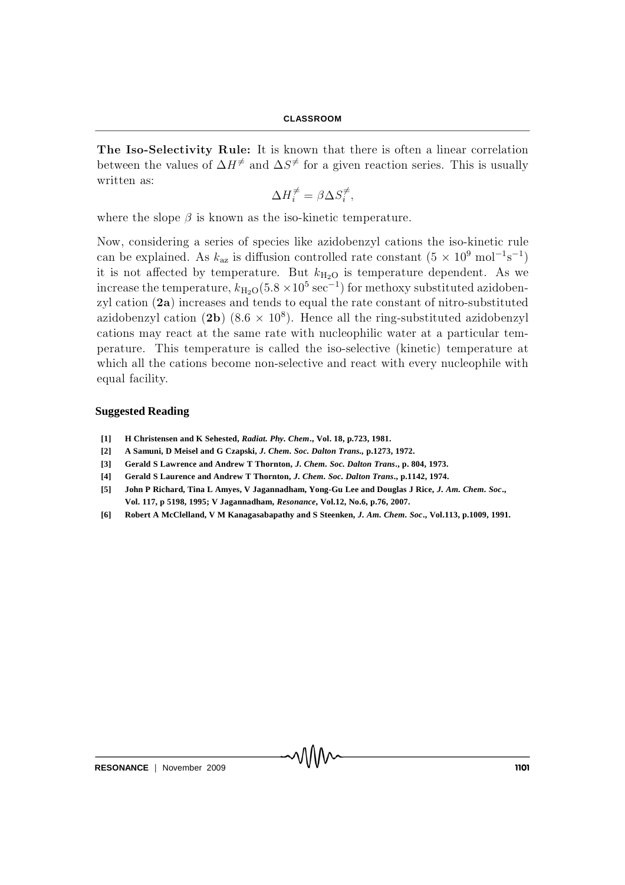**The Iso-Selectivity Rule:** It is known that there is often a linear correlation between the values of $\Delta H^{\neq}$ and $\Delta S^{\neq}$ for a given reaction series. This is usually written as:

$$\Delta H_i^{\neq} = \beta \Delta S_i^{\neq},$$

where the slope $\beta$ is known as the iso-kinetic temperature.

Now, considering a series of species like azidobenzyl cations the iso-kinetic rule can be explained. As $k_{\mathrm{az}}$ is diffusion controlled rate constant ($5 \times 10^9$ mol$^{-1}$s$^{-1}$) it is not affected by temperature. But $k_{\mathrm{H_2O}}$ is temperature dependent. As we increase the temperature, $k_{\mathrm{H_2O}}(5.8 \times 10^5 \ \mathrm{sec}^{-1})$ for methoxy substituted azidobenzyl cation (**2a**) increases and tends to equal the rate constant of nitro-substituted azidobenzyl cation (**2b**) ($8.6 \times 10^8$). Hence all the ring-substituted azidobenzyl cations may react at the same rate with nucleophilic water at a particular temperature. This temperature is called the iso-selective (kinetic) temperature at which all the cations become non-selective and react with every nucleophile with equal facility.

## Suggested Reading

[1] H Christensen and K Sehested, *Radiat. Phy. Chem*., Vol. 18, p.723, 1981.

[2] A Samuni, D Meisel and G Czapski, *J. Chem. Soc. Dalton Trans.*, p.1273, 1972.

[3] Gerald S Lawrence and Andrew T Thornton, *J. Chem. Soc. Dalton Trans*., p. 804, 1973.

[4] Gerald S Laurence and Andrew T Thornton, *J. Chem. Soc. Dalton Trans*., p.1142, 1974.

[5] John P Richard, Tina L Amyes, V Jagannadham, Yong-Gu Lee and Douglas J Rice, *J. Am. Chem. Soc*., Vol. 117, p 5198, 1995; V Jagannadham, *Resonance*, Vol.12, No.6, p.76, 2007.

[6] Robert A McClelland, V M Kanagasabapathy and S Steenken, *J. Am. Chem. Soc*., Vol.113, p.1009, 1991.